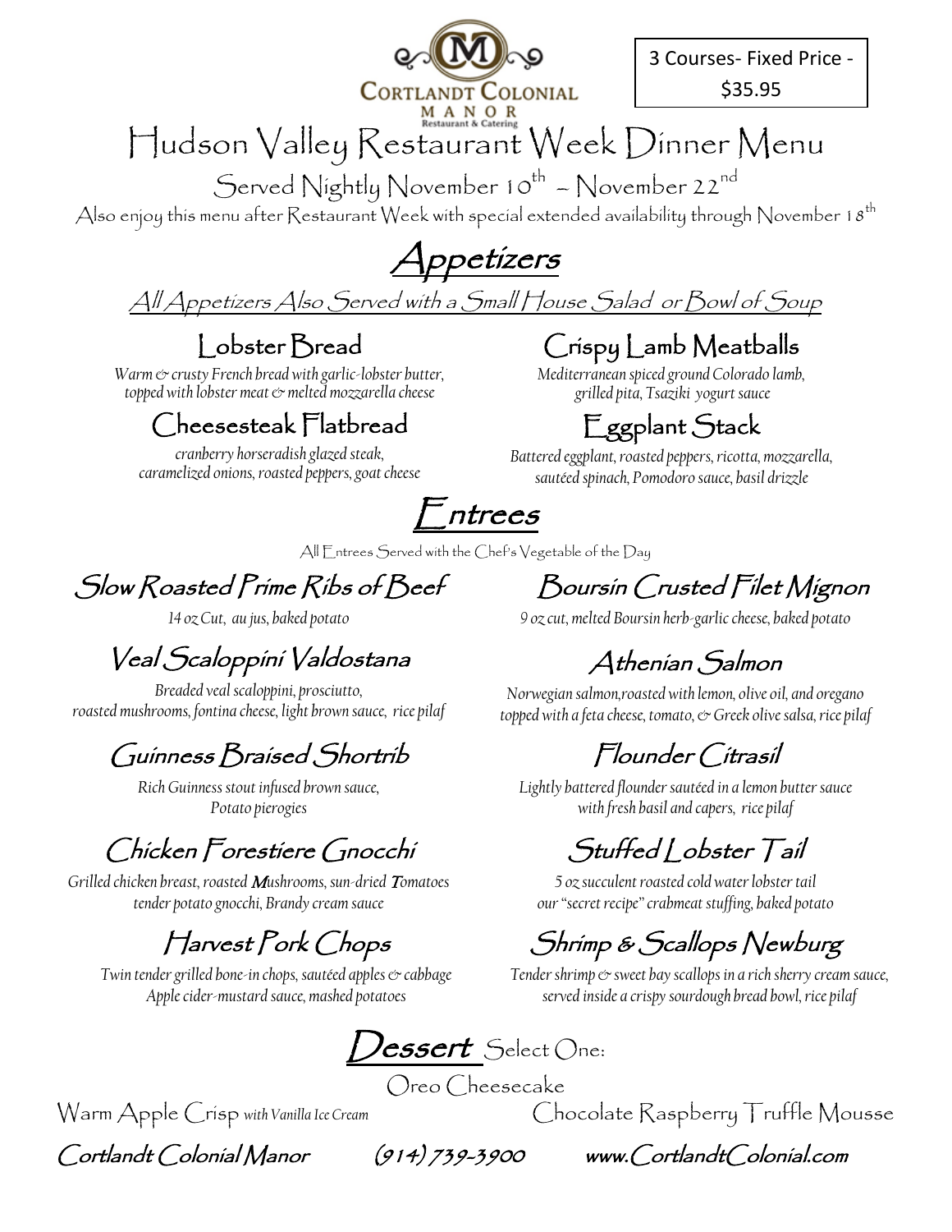Cortlandt Colonial Manor
Restaurant & Catering

3 Courses- Fixed Price - $35.95

# Hudson Valley Restaurant Week Dinner Menu

Served Nightly November 10th – November 22nd

Also enjoy this menu after Restaurant Week with special extended availability through November 18th

## Appetizers

All Appetizers Also Served with a Small House Salad or Bowl of Soup

### Lobster Bread

*Warm & crusty French bread with garlic-lobster butter, topped with lobster meat & melted mozzarella cheese*

### Crispy Lamb Meatballs

*Mediterranean spiced ground Colorado lamb, grilled pita, Tsaziki yogurt sauce*

### Cheesesteak Flatbread

*cranberry horseradish glazed steak, caramelized onions, roasted peppers, goat cheese*

### Eggplant Stack

*Battered eggplant, roasted peppers, ricotta, mozzarella, sautéed spinach, Pomodoro sauce, basil drizzle*

## Entrees

All Entrees Served with the Chef's Vegetable of the Day

### Slow Roasted Prime Ribs of Beef

*14 oz Cut, au jus, baked potato*

### Boursin Crusted Filet Mignon

*9 oz cut, melted Boursin herb-garlic cheese, baked potato*

### Veal Scaloppini Valdostana

*Breaded veal scaloppini, prosciutto, roasted mushrooms, fontina cheese, light brown sauce, rice pilaf*

### Athenian Salmon

*Norwegian salmon,roasted with lemon, olive oil, and oregano topped with a feta cheese, tomato, & Greek olive salsa, rice pilaf*

### Guinness Braised Shortrib

*Rich Guinness stout infused brown sauce, Potato pierogies*

### Flounder Citrasil

*Lightly battered flounder sautéed in a lemon butter sauce with fresh basil and capers, rice pilaf*

### Chicken Forestiere Gnocchi

*Grilled chicken breast, roasted **M**ushrooms, sun-dried **T**omatoes tender potato gnocchi, Brandy cream sauce*

### Stuffed Lobster Tail

*5 oz succulent roasted cold water lobster tail our "secret recipe" crabmeat stuffing, baked potato*

### Harvest Pork Chops

*Twin tender grilled bone-in chops, sautéed apples & cabbage Apple cider-mustard sauce, mashed potatoes*

### Shrimp & Scallops Newburg

*Tender shrimp & sweet bay scallops in a rich sherry cream sauce, served inside a crispy sourdough bread bowl, rice pilaf*

## Dessert Select One:

Oreo Cheesecake

Warm Apple Crisp *with Vanilla Ice Cream*

Chocolate Raspberry Truffle Mousse

Cortlandt Colonial Manor (914) 739-3900 www.CortlandtColonial.com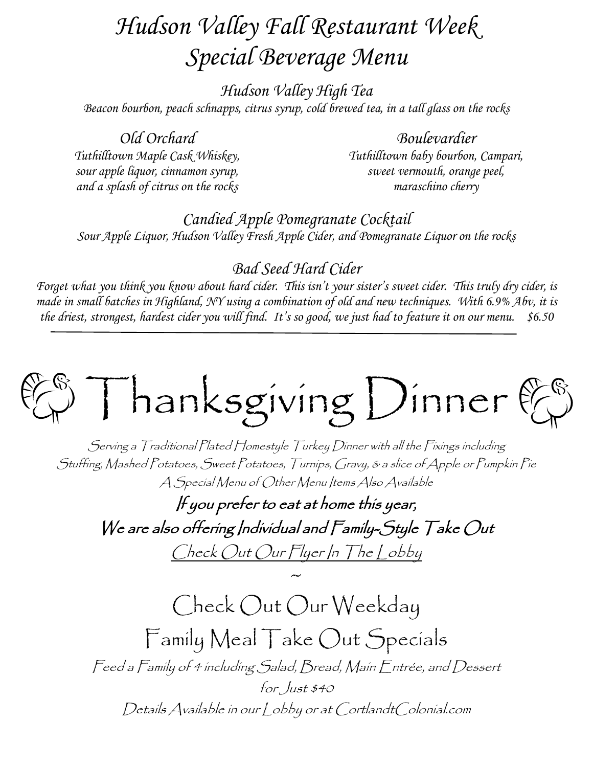# Hudson Valley Fall Restaurant Week Special Beverage Menu

### Hudson Valley High Tea

*Beacon bourbon, peach schnapps, citrus syrup, cold brewed tea, in a tall glass on the rocks*

### Old Orchard

*Tuthilltown Maple Cask Whiskey, sour apple liquor, cinnamon syrup, and a splash of citrus on the rocks*

### Boulevardier

*Tuthilltown baby bourbon, Campari, sweet vermouth, orange peel, maraschino cherry*

### Candied Apple Pomegranate Cocktail

*Sour Apple Liquor, Hudson Valley Fresh Apple Cider, and Pomegranate Liquor on the rocks*

### Bad Seed Hard Cider

*Forget what you think you know about hard cider. This isn't your sister's sweet cider. This truly dry cider, is made in small batches in Highland, NY using a combination of old and new techniques. With 6.9% Abv, it is the driest, strongest, hardest cider you will find. It's so good, we just had to feature it on our menu. $6.50*

---

# Thanksgiving Dinner

Serving a Traditional Plated Homestyle Turkey Dinner with all the Fixings including Stuffing, Mashed Potatoes, Sweet Potatoes, Turnips, Gravy, & a slice of Apple or Pumpkin Pie

A Special Menu of Other Menu Items Also Available

**If you prefer to eat at home this year,**
**We are also offering Individual and Family-Style Take Out**

Check Out Our Flyer In The Lobby

~

## Check Out Our Weekday Family Meal Take Out Specials

Feed a Family of 4 including Salad, Bread, Main Entrée, and Dessert for Just $40

Details Available in our Lobby or at CortlandtColonial.com